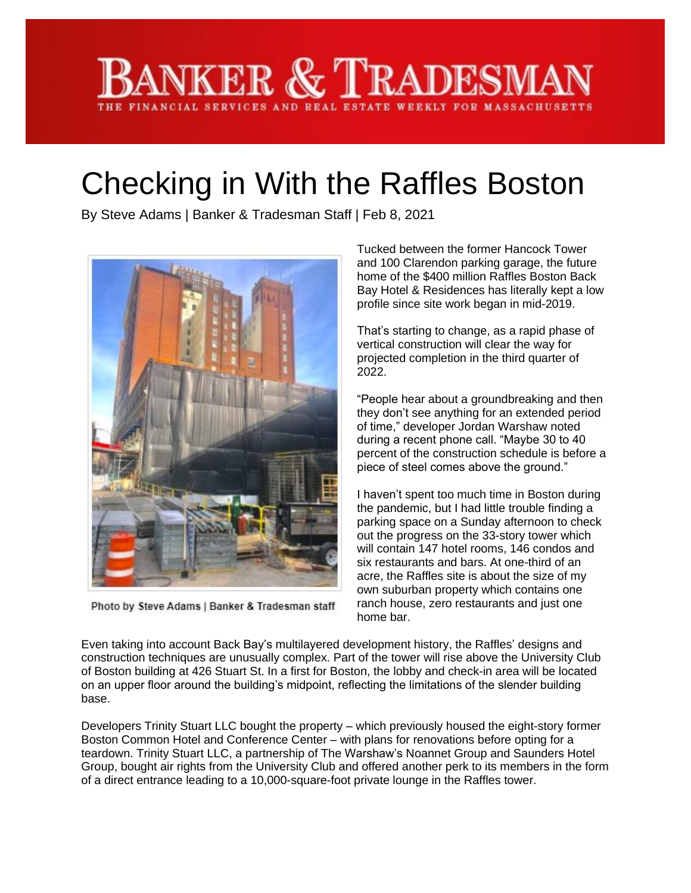# BANKER & TRADESMAN

THE FINANCIAL SERVICES AND REAL ESTATE WEEKLY FOR MASSACHUSETTS

# Checking in With the Raffles Boston

By Steve Adams | Banker & Tradesman Staff | Feb 8, 2021

Photo by Steve Adams | Banker & Tradesman staff

Tucked between the former Hancock Tower and 100 Clarendon parking garage, the future home of the $400 million Raffles Boston Back Bay Hotel & Residences has literally kept a low profile since site work began in mid-2019.

That's starting to change, as a rapid phase of vertical construction will clear the way for projected completion in the third quarter of 2022.

"People hear about a groundbreaking and then they don't see anything for an extended period of time," developer Jordan Warshaw noted during a recent phone call. "Maybe 30 to 40 percent of the construction schedule is before a piece of steel comes above the ground."

I haven't spent too much time in Boston during the pandemic, but I had little trouble finding a parking space on a Sunday afternoon to check out the progress on the 33-story tower which will contain 147 hotel rooms, 146 condos and six restaurants and bars. At one-third of an acre, the Raffles site is about the size of my own suburban property which contains one ranch house, zero restaurants and just one home bar.

Even taking into account Back Bay's multilayered development history, the Raffles' designs and construction techniques are unusually complex. Part of the tower will rise above the University Club of Boston building at 426 Stuart St. In a first for Boston, the lobby and check-in area will be located on an upper floor around the building's midpoint, reflecting the limitations of the slender building base.

Developers Trinity Stuart LLC bought the property – which previously housed the eight-story former Boston Common Hotel and Conference Center – with plans for renovations before opting for a teardown. Trinity Stuart LLC, a partnership of The Warshaw's Noannet Group and Saunders Hotel Group, bought air rights from the University Club and offered another perk to its members in the form of a direct entrance leading to a 10,000-square-foot private lounge in the Raffles tower.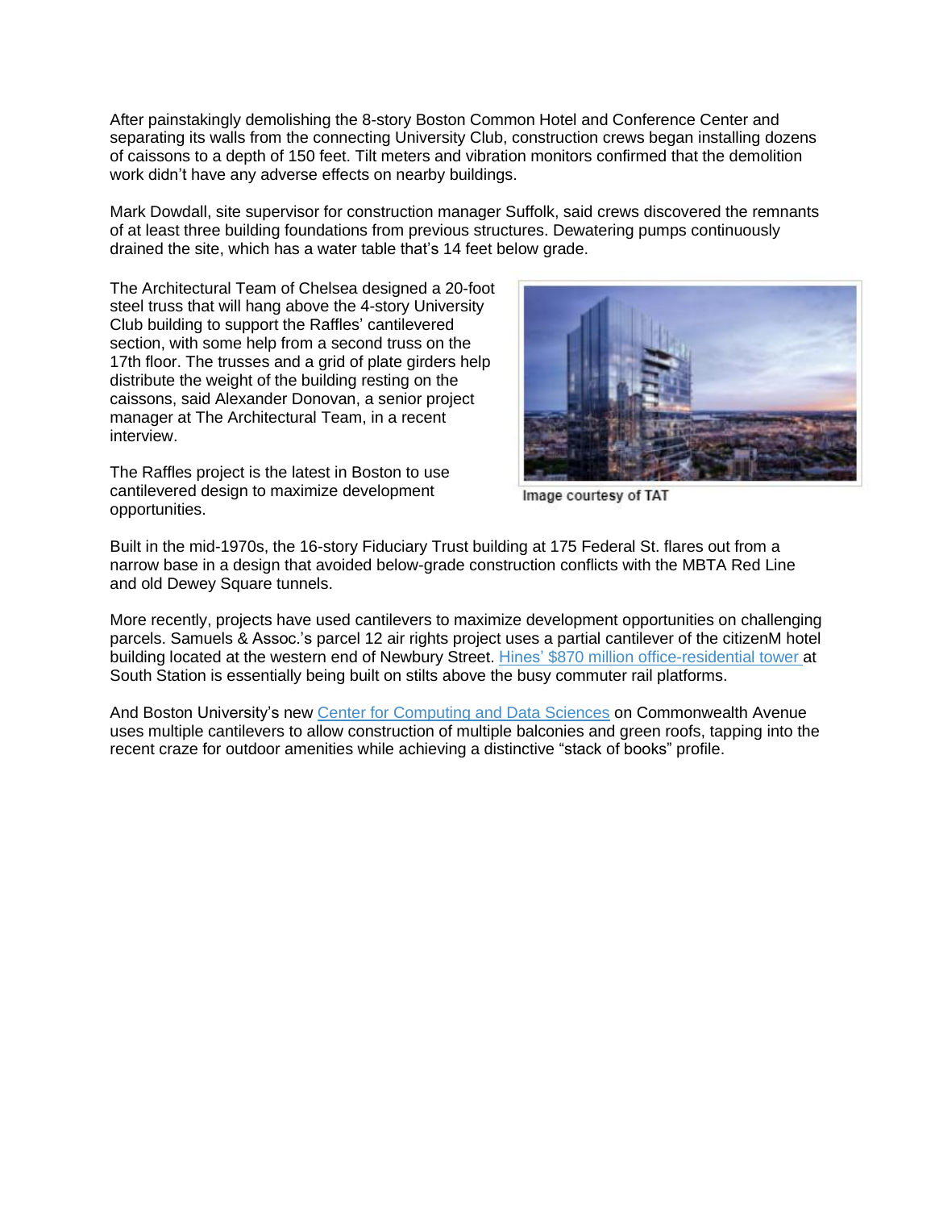After painstakingly demolishing the 8-story Boston Common Hotel and Conference Center and separating its walls from the connecting University Club, construction crews began installing dozens of caissons to a depth of 150 feet. Tilt meters and vibration monitors confirmed that the demolition work didn't have any adverse effects on nearby buildings.

Mark Dowdall, site supervisor for construction manager Suffolk, said crews discovered the remnants of at least three building foundations from previous structures. Dewatering pumps continuously drained the site, which has a water table that's 14 feet below grade.

The Architectural Team of Chelsea designed a 20-foot steel truss that will hang above the 4-story University Club building to support the Raffles' cantilevered section, with some help from a second truss on the 17th floor. The trusses and a grid of plate girders help distribute the weight of the building resting on the caissons, said Alexander Donovan, a senior project manager at The Architectural Team, in a recent interview.

Image courtesy of TAT

The Raffles project is the latest in Boston to use cantilevered design to maximize development opportunities.

Built in the mid-1970s, the 16-story Fiduciary Trust building at 175 Federal St. flares out from a narrow base in a design that avoided below-grade construction conflicts with the MBTA Red Line and old Dewey Square tunnels.

More recently, projects have used cantilevers to maximize development opportunities on challenging parcels. Samuels & Assoc.'s parcel 12 air rights project uses a partial cantilever of the citizenM hotel building located at the western end of Newbury Street. Hines' $870 million office-residential tower at South Station is essentially being built on stilts above the busy commuter rail platforms.

And Boston University's new Center for Computing and Data Sciences on Commonwealth Avenue uses multiple cantilevers to allow construction of multiple balconies and green roofs, tapping into the recent craze for outdoor amenities while achieving a distinctive "stack of books" profile.